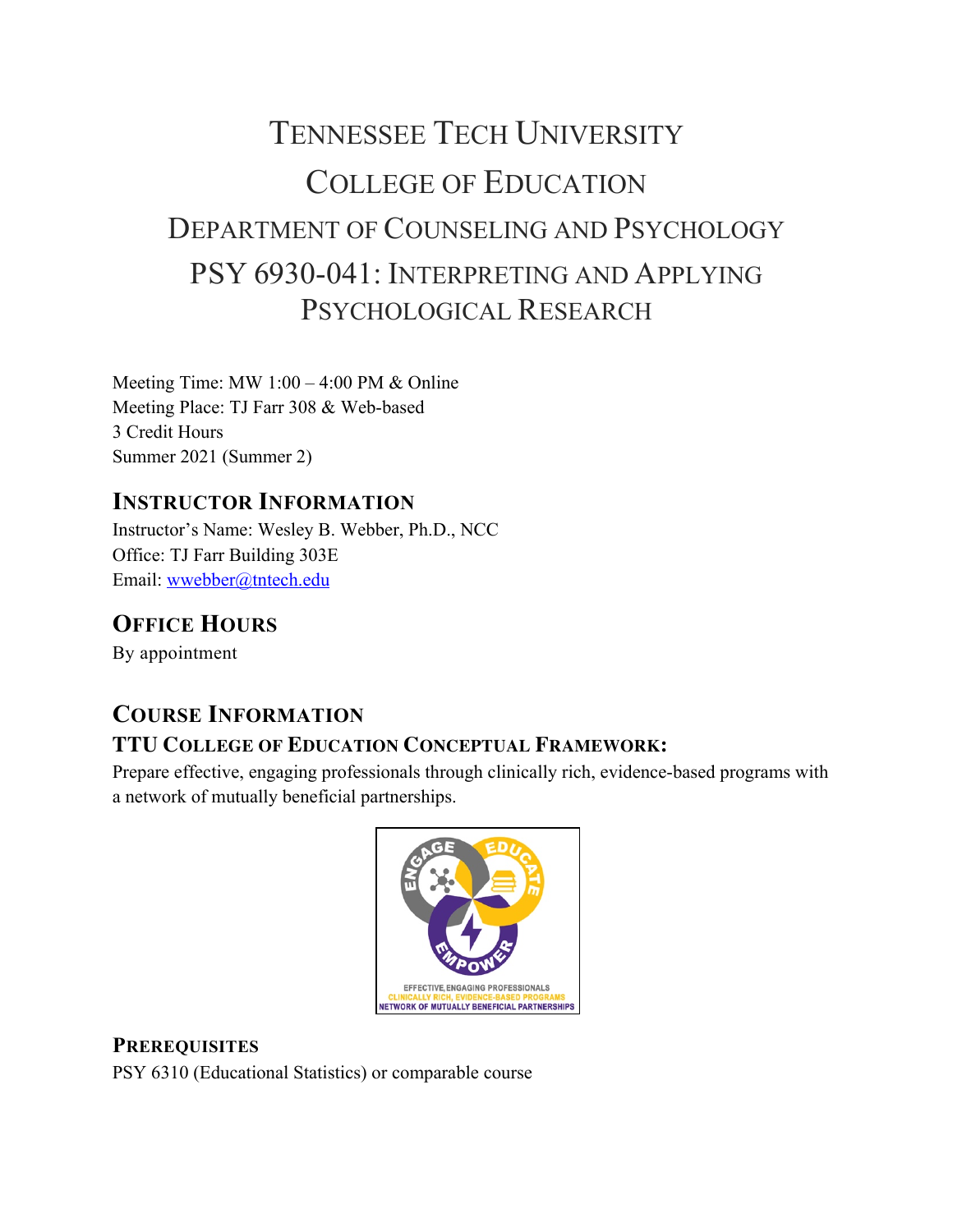# Tennessee Tech University

# College of Education

## Department of Counseling and Psychology

## PSY 6930-041: Interpreting and Applying Psychological Research

Meeting Time: MW 1:00 – 4:00 PM & Online
Meeting Place: TJ Farr 308 & Web-based
3 Credit Hours
Summer 2021 (Summer 2)

## Instructor Information

Instructor's Name: Wesley B. Webber, Ph.D., NCC
Office: TJ Farr Building 303E
Email: wwebber@tntech.edu

## Office Hours

By appointment

## Course Information

### TTU College of Education Conceptual Framework:

Prepare effective, engaging professionals through clinically rich, evidence-based programs with a network of mutually beneficial partnerships.

### Prerequisites

PSY 6310 (Educational Statistics) or comparable course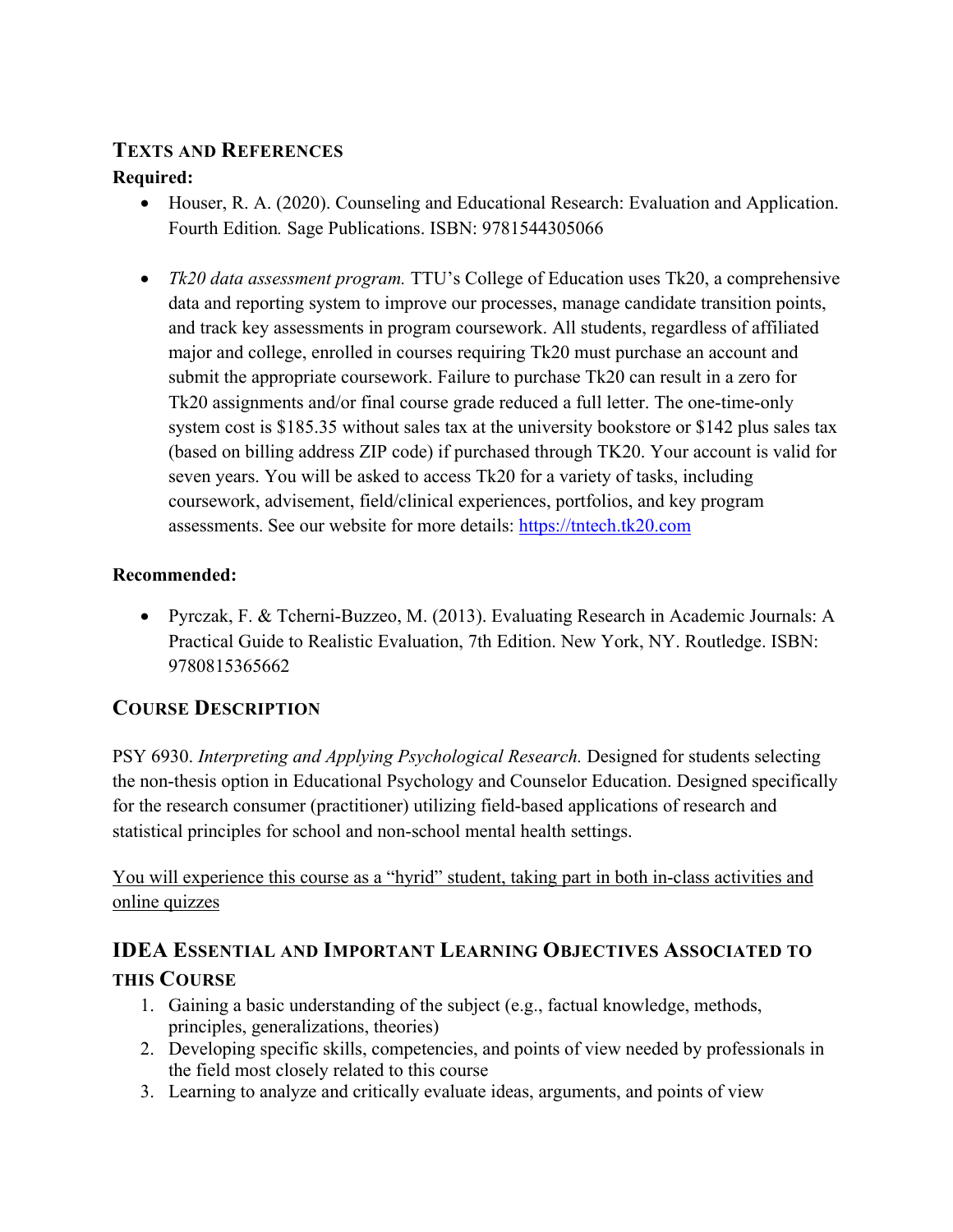## Texts and References

**Required:**

- Houser, R. A. (2020). Counseling and Educational Research: Evaluation and Application. Fourth Edition*.* Sage Publications. ISBN: 9781544305066

- *Tk20 data assessment program.* TTU's College of Education uses Tk20, a comprehensive data and reporting system to improve our processes, manage candidate transition points, and track key assessments in program coursework. All students, regardless of affiliated major and college, enrolled in courses requiring Tk20 must purchase an account and submit the appropriate coursework. Failure to purchase Tk20 can result in a zero for Tk20 assignments and/or final course grade reduced a full letter. The one-time-only system cost is $185.35 without sales tax at the university bookstore or $142 plus sales tax (based on billing address ZIP code) if purchased through TK20. Your account is valid for seven years. You will be asked to access Tk20 for a variety of tasks, including coursework, advisement, field/clinical experiences, portfolios, and key program assessments. See our website for more details: [https://tntech.tk20.com](https://tntech.tk20.com)

**Recommended:**

- Pyrczak, F. & Tcherni-Buzzeo, M. (2013). Evaluating Research in Academic Journals: A Practical Guide to Realistic Evaluation, 7th Edition. New York, NY. Routledge. ISBN: 9780815365662

## Course Description

PSY 6930. *Interpreting and Applying Psychological Research.* Designed for students selecting the non-thesis option in Educational Psychology and Counselor Education. Designed specifically for the research consumer (practitioner) utilizing field-based applications of research and statistical principles for school and non-school mental health settings.

<u>You will experience this course as a "hyrid" student, taking part in both in-class activities and online quizzes</u>

## IDEA Essential and Important Learning Objectives Associated to this Course

1. Gaining a basic understanding of the subject (e.g., factual knowledge, methods, principles, generalizations, theories)
2. Developing specific skills, competencies, and points of view needed by professionals in the field most closely related to this course
3. Learning to analyze and critically evaluate ideas, arguments, and points of view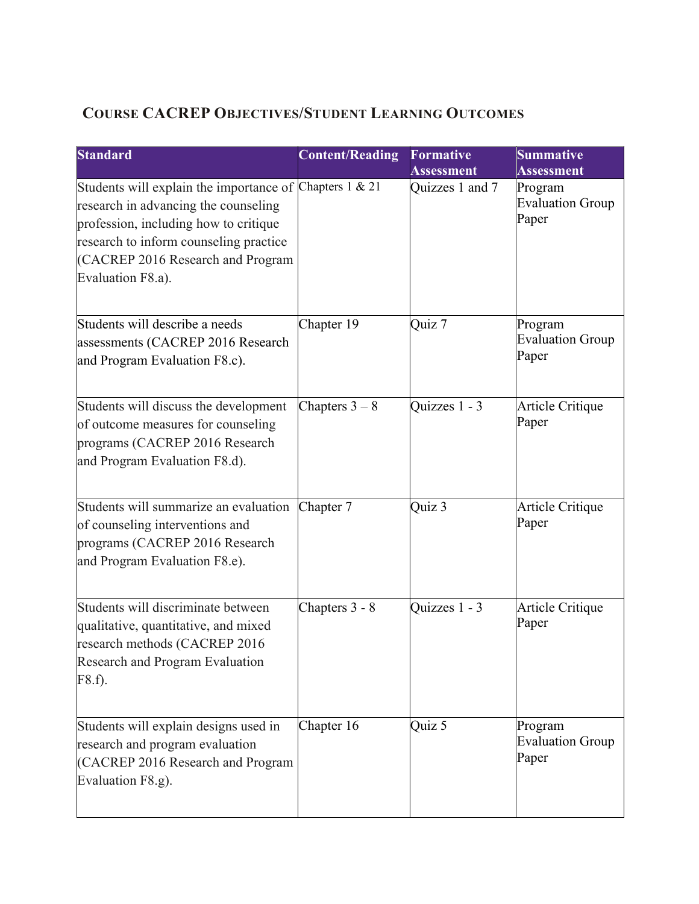## COURSE CACREP OBJECTIVES/STUDENT LEARNING OUTCOMES

| Standard | Content/Reading | Formative Assessment | Summative Assessment |
|---|---|---|---|
| Students will explain the importance of research in advancing the counseling profession, including how to critique research to inform counseling practice (CACREP 2016 Research and Program Evaluation F8.a). | Chapters 1 & 21 | Quizzes 1 and 7 | Program Evaluation Group Paper |
| Students will describe a needs assessments (CACREP 2016 Research and Program Evaluation F8.c). | Chapter 19 | Quiz 7 | Program Evaluation Group Paper |
| Students will discuss the development of outcome measures for counseling programs (CACREP 2016 Research and Program Evaluation F8.d). | Chapters 3 – 8 | Quizzes 1 - 3 | Article Critique Paper |
| Students will summarize an evaluation of counseling interventions and programs (CACREP 2016 Research and Program Evaluation F8.e). | Chapter 7 | Quiz 3 | Article Critique Paper |
| Students will discriminate between qualitative, quantitative, and mixed research methods (CACREP 2016 Research and Program Evaluation F8.f). | Chapters 3 - 8 | Quizzes 1 - 3 | Article Critique Paper |
| Students will explain designs used in research and program evaluation (CACREP 2016 Research and Program Evaluation F8.g). | Chapter 16 | Quiz 5 | Program Evaluation Group Paper |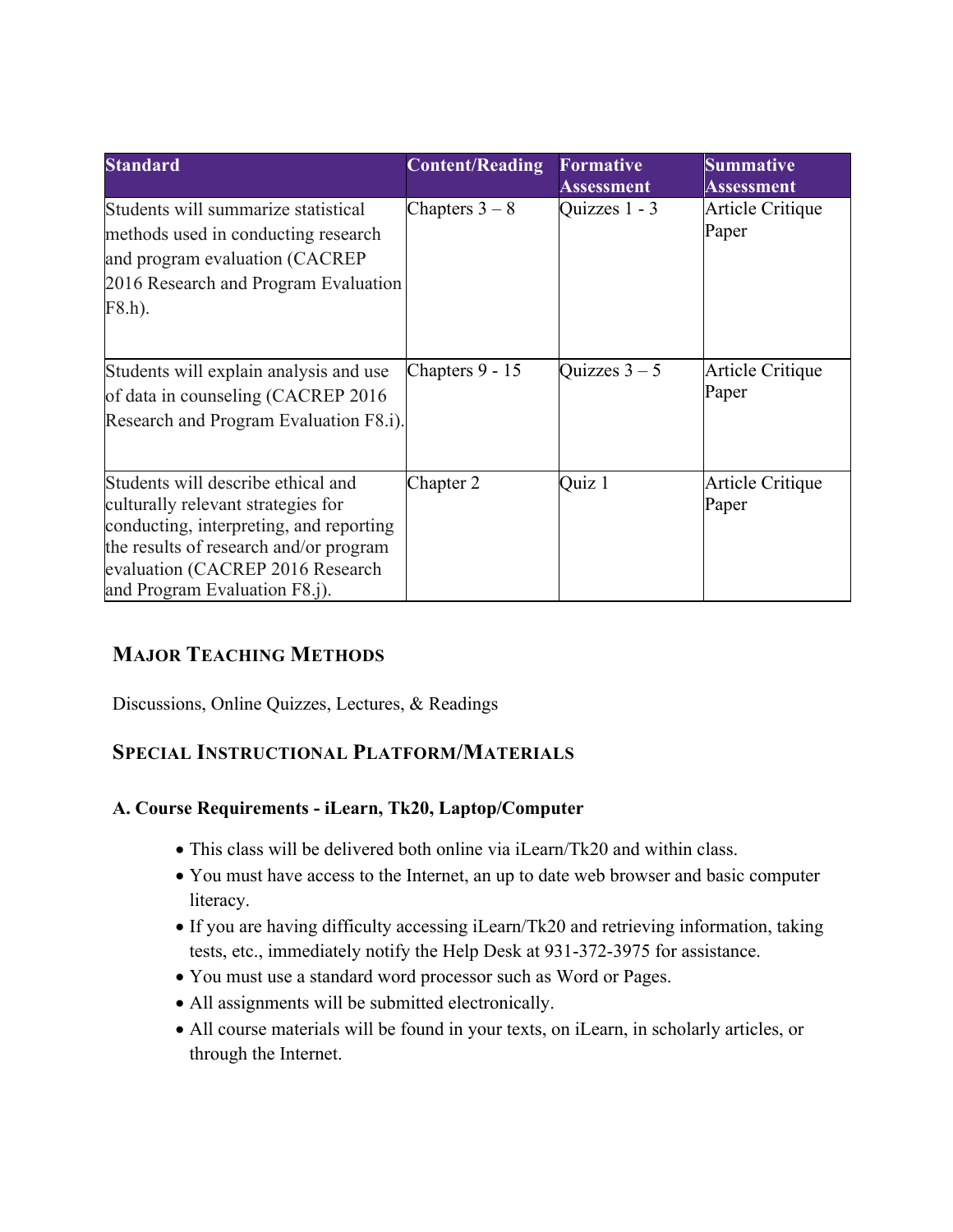| Standard | Content/Reading | Formative Assessment | Summative Assessment |
| --- | --- | --- | --- |
| Students will summarize statistical methods used in conducting research and program evaluation (CACREP 2016 Research and Program Evaluation F8.h). | Chapters 3 – 8 | Quizzes 1 - 3 | Article Critique Paper |
| Students will explain analysis and use of data in counseling (CACREP 2016 Research and Program Evaluation F8.i). | Chapters 9 - 15 | Quizzes 3 – 5 | Article Critique Paper |
| Students will describe ethical and culturally relevant strategies for conducting, interpreting, and reporting the results of research and/or program evaluation (CACREP 2016 Research and Program Evaluation F8.j). | Chapter 2 | Quiz 1 | Article Critique Paper |

## MAJOR TEACHING METHODS

Discussions, Online Quizzes, Lectures, & Readings

## SPECIAL INSTRUCTIONAL PLATFORM/MATERIALS

### A. Course Requirements - iLearn, Tk20, Laptop/Computer

- This class will be delivered both online via iLearn/Tk20 and within class.
- You must have access to the Internet, an up to date web browser and basic computer literacy.
- If you are having difficulty accessing iLearn/Tk20 and retrieving information, taking tests, etc., immediately notify the Help Desk at 931-372-3975 for assistance.
- You must use a standard word processor such as Word or Pages.
- All assignments will be submitted electronically.
- All course materials will be found in your texts, on iLearn, in scholarly articles, or through the Internet.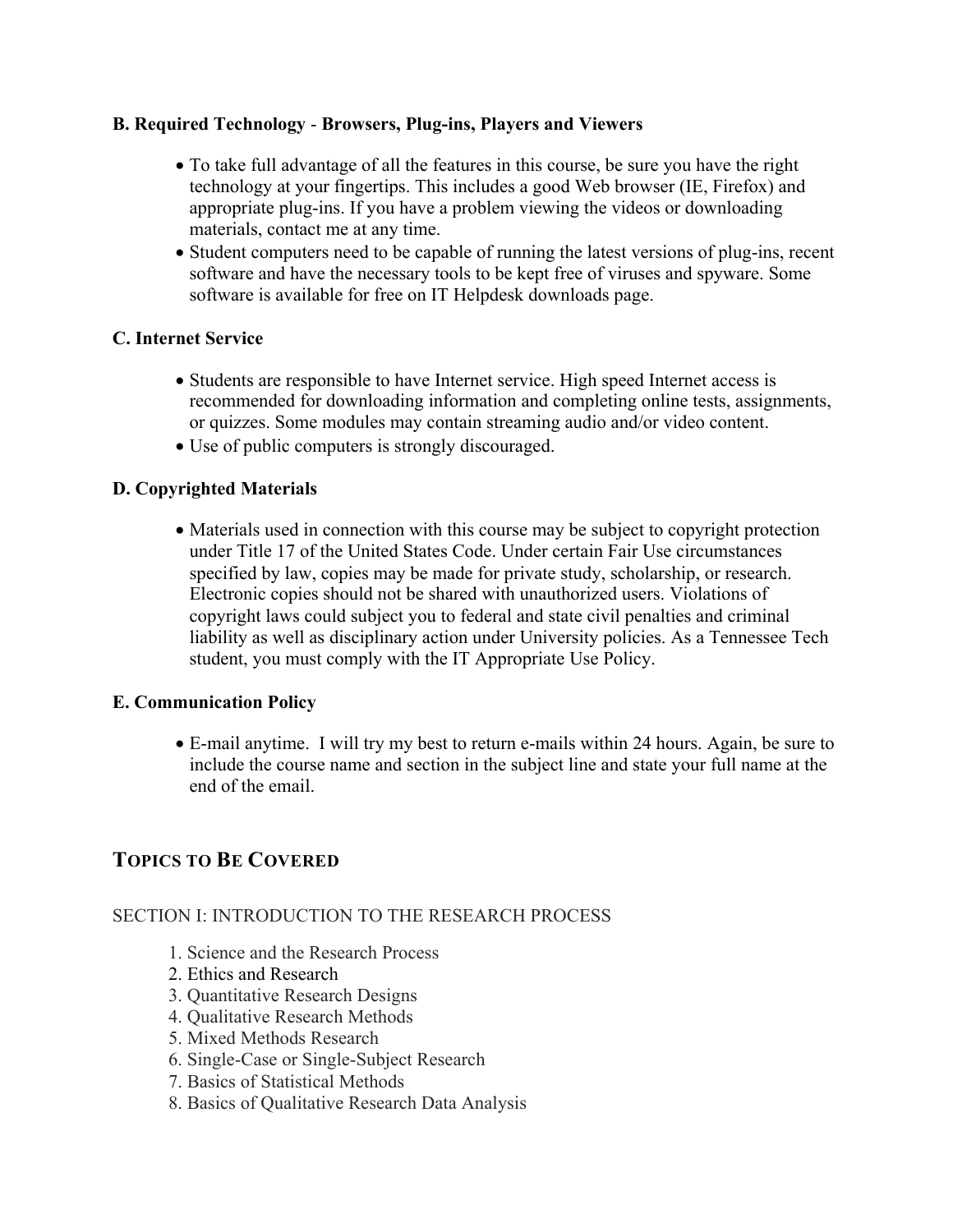**B. Required Technology - Browsers, Plug-ins, Players and Viewers**

- To take full advantage of all the features in this course, be sure you have the right technology at your fingertips. This includes a good Web browser (IE, Firefox) and appropriate plug-ins. If you have a problem viewing the videos or downloading materials, contact me at any time.
- Student computers need to be capable of running the latest versions of plug-ins, recent software and have the necessary tools to be kept free of viruses and spyware. Some software is available for free on IT Helpdesk downloads page.

**C. Internet Service**

- Students are responsible to have Internet service. High speed Internet access is recommended for downloading information and completing online tests, assignments, or quizzes. Some modules may contain streaming audio and/or video content.
- Use of public computers is strongly discouraged.

**D. Copyrighted Materials**

- Materials used in connection with this course may be subject to copyright protection under Title 17 of the United States Code. Under certain Fair Use circumstances specified by law, copies may be made for private study, scholarship, or research. Electronic copies should not be shared with unauthorized users. Violations of copyright laws could subject you to federal and state civil penalties and criminal liability as well as disciplinary action under University policies. As a Tennessee Tech student, you must comply with the IT Appropriate Use Policy.

**E. Communication Policy**

- E-mail anytime. I will try my best to return e-mails within 24 hours. Again, be sure to include the course name and section in the subject line and state your full name at the end of the email.

## TOPICS TO BE COVERED

SECTION I: INTRODUCTION TO THE RESEARCH PROCESS

1. Science and the Research Process
2. Ethics and Research
3. Quantitative Research Designs
4. Qualitative Research Methods
5. Mixed Methods Research
6. Single-Case or Single-Subject Research
7. Basics of Statistical Methods
8. Basics of Qualitative Research Data Analysis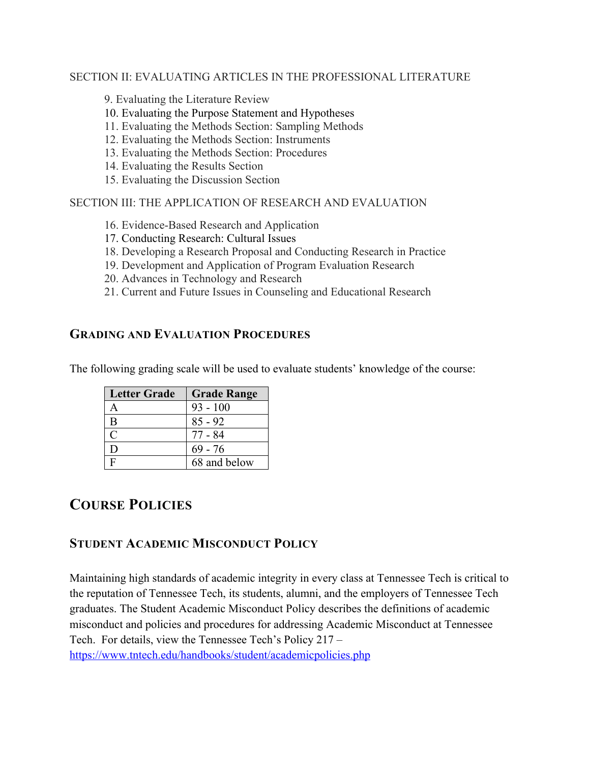SECTION II: EVALUATING ARTICLES IN THE PROFESSIONAL LITERATURE

9. Evaluating the Literature Review
10. Evaluating the Purpose Statement and Hypotheses
11. Evaluating the Methods Section: Sampling Methods
12. Evaluating the Methods Section: Instruments
13. Evaluating the Methods Section: Procedures
14. Evaluating the Results Section
15. Evaluating the Discussion Section

SECTION III: THE APPLICATION OF RESEARCH AND EVALUATION

16. Evidence-Based Research and Application
17. Conducting Research: Cultural Issues
18. Developing a Research Proposal and Conducting Research in Practice
19. Development and Application of Program Evaluation Research
20. Advances in Technology and Research
21. Current and Future Issues in Counseling and Educational Research

### Grading and Evaluation Procedures

The following grading scale will be used to evaluate students' knowledge of the course:

| Letter Grade | Grade Range |
|---|---|
| A | 93 - 100 |
| B | 85 - 92 |
| C | 77 - 84 |
| D | 69 - 76 |
| F | 68 and below |

## Course Policies

### Student Academic Misconduct Policy

Maintaining high standards of academic integrity in every class at Tennessee Tech is critical to the reputation of Tennessee Tech, its students, alumni, and the employers of Tennessee Tech graduates. The Student Academic Misconduct Policy describes the definitions of academic misconduct and policies and procedures for addressing Academic Misconduct at Tennessee Tech. For details, view the Tennessee Tech's Policy 217 – https://www.tntech.edu/handbooks/student/academicpolicies.php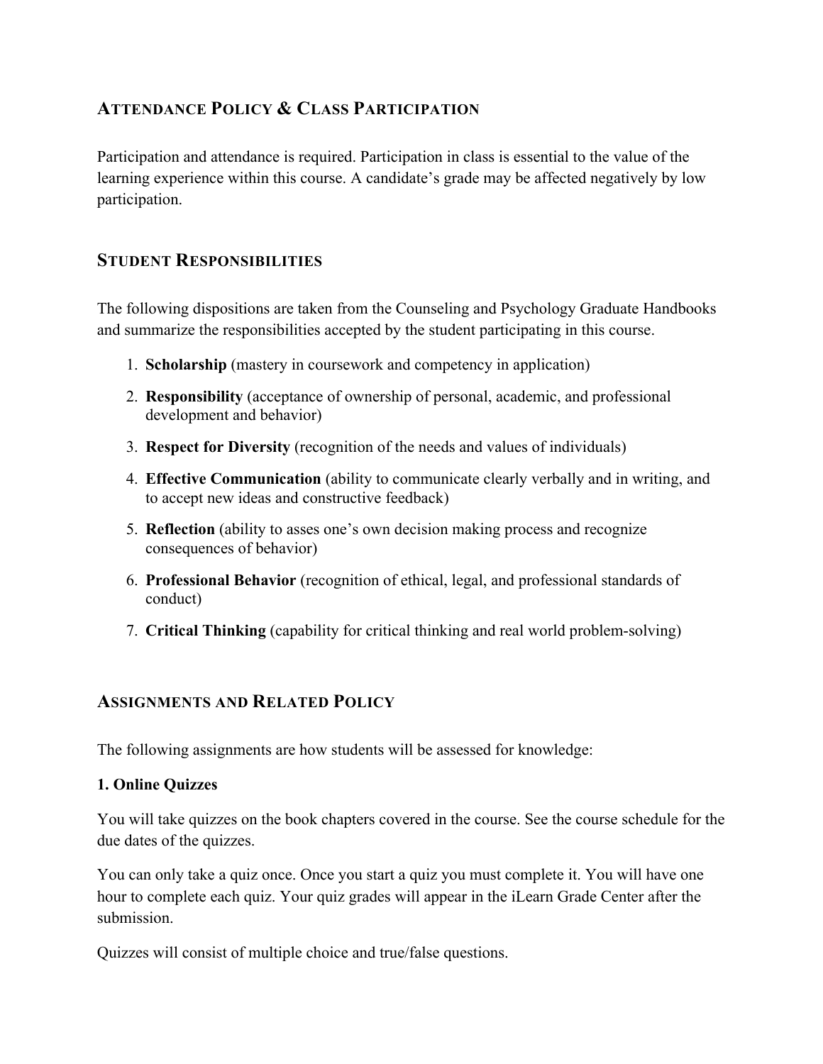## Attendance Policy & Class Participation

Participation and attendance is required. Participation in class is essential to the value of the learning experience within this course. A candidate's grade may be affected negatively by low participation.

## Student Responsibilities

The following dispositions are taken from the Counseling and Psychology Graduate Handbooks and summarize the responsibilities accepted by the student participating in this course.

1. **Scholarship** (mastery in coursework and competency in application)
2. **Responsibility** (acceptance of ownership of personal, academic, and professional development and behavior)
3. **Respect for Diversity** (recognition of the needs and values of individuals)
4. **Effective Communication** (ability to communicate clearly verbally and in writing, and to accept new ideas and constructive feedback)
5. **Reflection** (ability to asses one's own decision making process and recognize consequences of behavior)
6. **Professional Behavior** (recognition of ethical, legal, and professional standards of conduct)
7. **Critical Thinking** (capability for critical thinking and real world problem-solving)

## Assignments and Related Policy

The following assignments are how students will be assessed for knowledge:

**1. Online Quizzes**

You will take quizzes on the book chapters covered in the course. See the course schedule for the due dates of the quizzes.

You can only take a quiz once. Once you start a quiz you must complete it. You will have one hour to complete each quiz. Your quiz grades will appear in the iLearn Grade Center after the submission.

Quizzes will consist of multiple choice and true/false questions.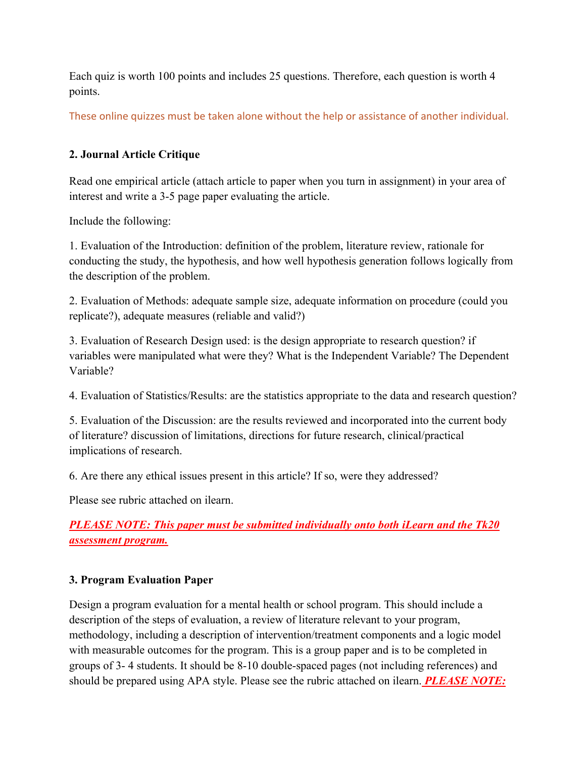Each quiz is worth 100 points and includes 25 questions. Therefore, each question is worth 4 points.

These online quizzes must be taken alone without the help or assistance of another individual.

**2. Journal Article Critique**

Read one empirical article (attach article to paper when you turn in assignment) in your area of interest and write a 3-5 page paper evaluating the article.

Include the following:

1. Evaluation of the Introduction: definition of the problem, literature review, rationale for conducting the study, the hypothesis, and how well hypothesis generation follows logically from the description of the problem.

2. Evaluation of Methods: adequate sample size, adequate information on procedure (could you replicate?), adequate measures (reliable and valid?)

3. Evaluation of Research Design used: is the design appropriate to research question? if variables were manipulated what were they? What is the Independent Variable? The Dependent Variable?

4. Evaluation of Statistics/Results: are the statistics appropriate to the data and research question?

5. Evaluation of the Discussion: are the results reviewed and incorporated into the current body of literature? discussion of limitations, directions for future research, clinical/practical implications of research.

6. Are there any ethical issues present in this article? If so, were they addressed?

Please see rubric attached on ilearn.

***PLEASE NOTE: This paper must be submitted individually onto both iLearn and the Tk20 assessment program.***

**3. Program Evaluation Paper**

Design a program evaluation for a mental health or school program. This should include a description of the steps of evaluation, a review of literature relevant to your program, methodology, including a description of intervention/treatment components and a logic model with measurable outcomes for the program. This is a group paper and is to be completed in groups of 3- 4 students. It should be 8-10 double-spaced pages (not including references) and should be prepared using APA style. Please see the rubric attached on ilearn. ***PLEASE NOTE:***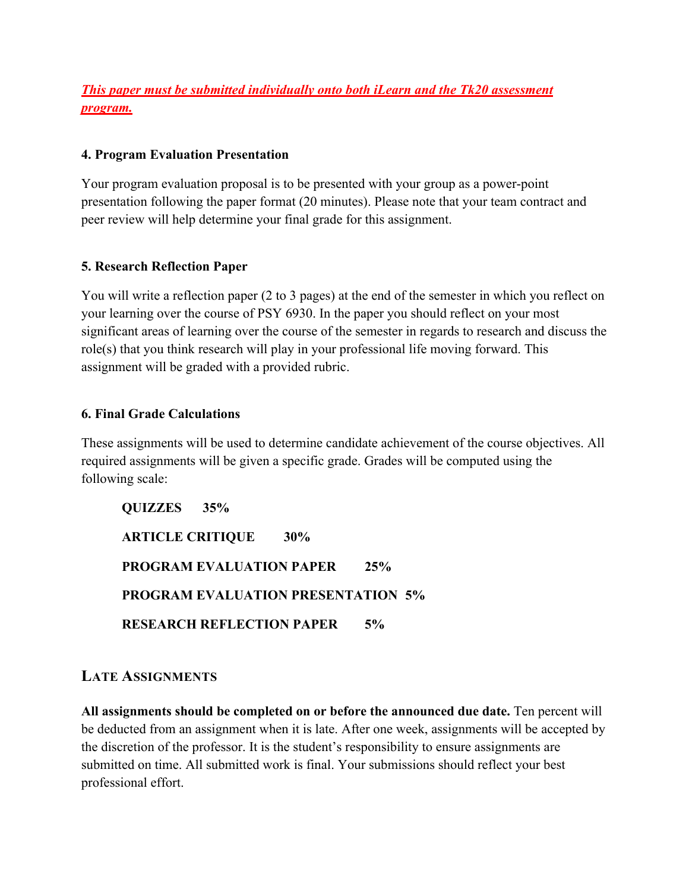***This paper must be submitted individually onto both iLearn and the Tk20 assessment program.***

### 4. Program Evaluation Presentation

Your program evaluation proposal is to be presented with your group as a power-point presentation following the paper format (20 minutes). Please note that your team contract and peer review will help determine your final grade for this assignment.

### 5. Research Reflection Paper

You will write a reflection paper (2 to 3 pages) at the end of the semester in which you reflect on your learning over the course of PSY 6930. In the paper you should reflect on your most significant areas of learning over the course of the semester in regards to research and discuss the role(s) that you think research will play in your professional life moving forward. This assignment will be graded with a provided rubric.

### 6. Final Grade Calculations

These assignments will be used to determine candidate achievement of the course objectives. All required assignments will be given a specific grade. Grades will be computed using the following scale:

**QUIZZES 35%**

**ARTICLE CRITIQUE 30%**

**PROGRAM EVALUATION PAPER 25%**

**PROGRAM EVALUATION PRESENTATION 5%**

**RESEARCH REFLECTION PAPER 5%**

## Late Assignments

**All assignments should be completed on or before the announced due date.** Ten percent will be deducted from an assignment when it is late. After one week, assignments will be accepted by the discretion of the professor. It is the student's responsibility to ensure assignments are submitted on time. All submitted work is final. Your submissions should reflect your best professional effort.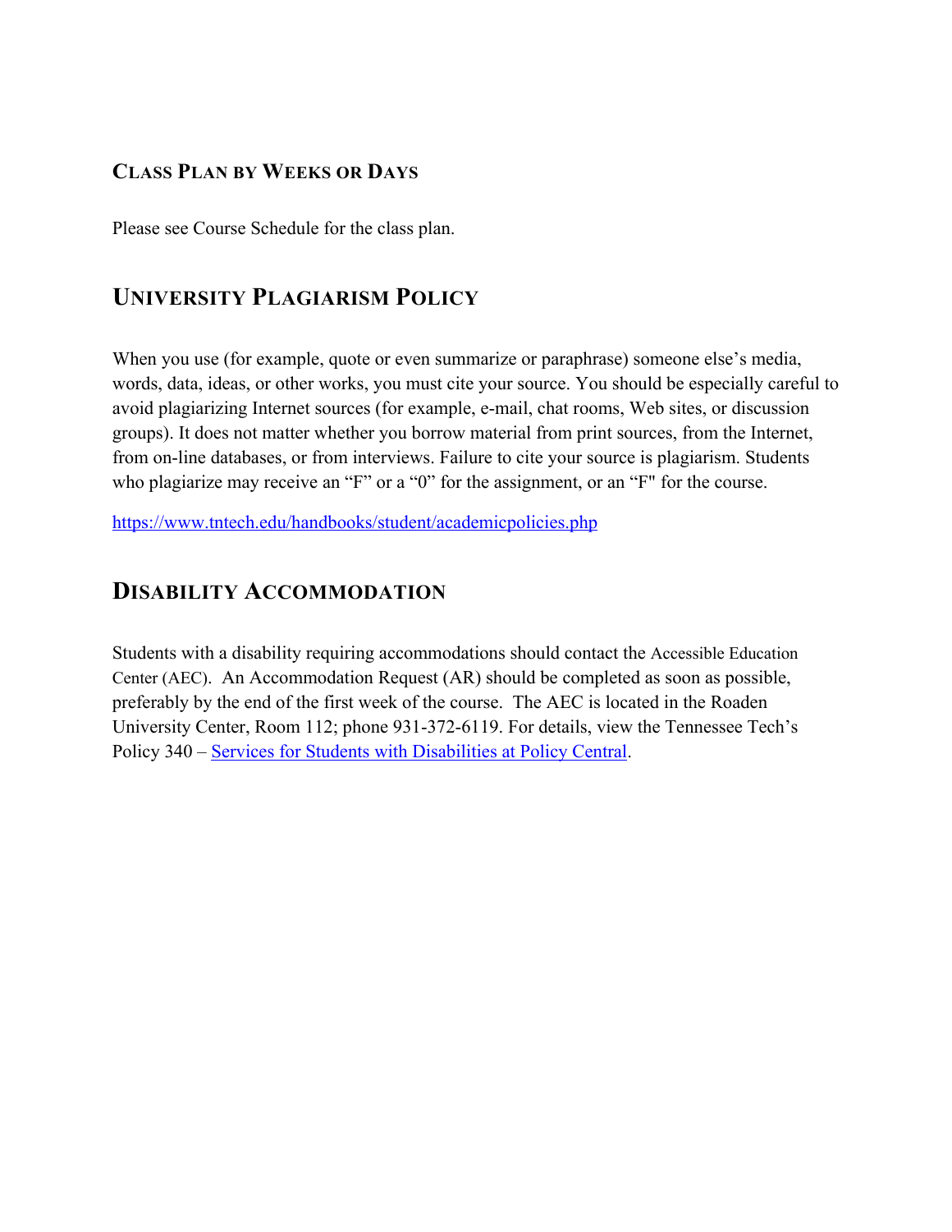### Class Plan by Weeks or Days

Please see Course Schedule for the class plan.

## University Plagiarism Policy

When you use (for example, quote or even summarize or paraphrase) someone else's media, words, data, ideas, or other works, you must cite your source. You should be especially careful to avoid plagiarizing Internet sources (for example, e-mail, chat rooms, Web sites, or discussion groups). It does not matter whether you borrow material from print sources, from the Internet, from on-line databases, or from interviews. Failure to cite your source is plagiarism. Students who plagiarize may receive an "F" or a "0" for the assignment, or an "F" for the course.

https://www.tntech.edu/handbooks/student/academicpolicies.php

## Disability Accommodation

Students with a disability requiring accommodations should contact the Accessible Education Center (AEC). An Accommodation Request (AR) should be completed as soon as possible, preferably by the end of the first week of the course. The AEC is located in the Roaden University Center, Room 112; phone 931-372-6119. For details, view the Tennessee Tech's Policy 340 – Services for Students with Disabilities at Policy Central.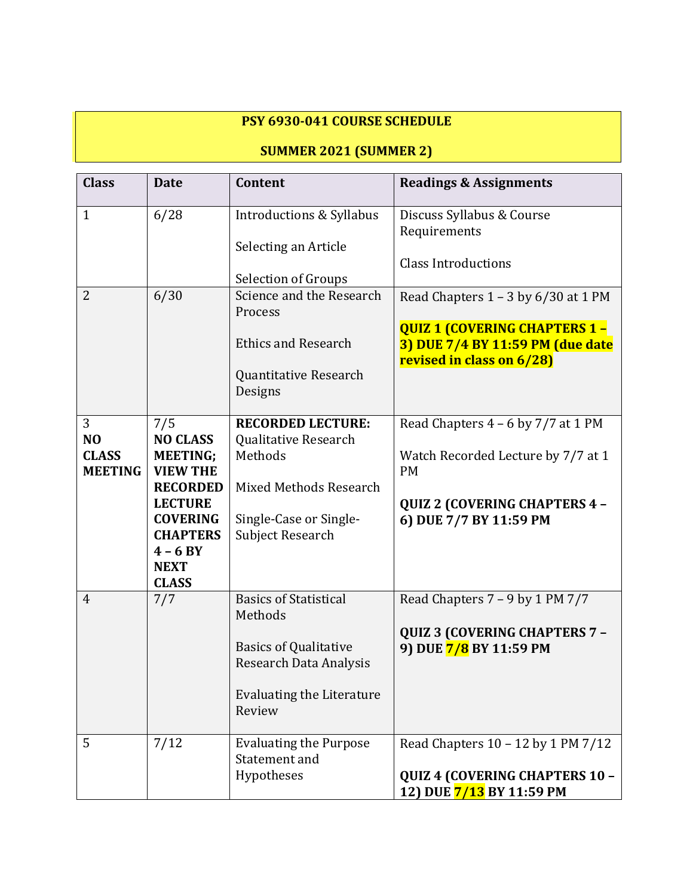**PSY 6930-041 COURSE SCHEDULE**

**SUMMER 2021 (SUMMER 2)**

| Class | Date | Content | Readings & Assignments |
|---|---|---|---|
| 1 | 6/28 | Introductions & Syllabus<br><br>Selecting an Article<br><br>Selection of Groups | Discuss Syllabus & Course Requirements<br><br>Class Introductions |
| 2 | 6/30 | Science and the Research Process<br><br>Ethics and Research<br><br>Quantitative Research Designs | Read Chapters 1 – 3 by 6/30 at 1 PM<br><br>**QUIZ 1 (COVERING CHAPTERS 1 – 3) DUE 7/4 BY 11:59 PM (due date revised in class on 6/28)** |
| 3 **NO CLASS MEETING** | 7/5 **NO CLASS MEETING; VIEW THE RECORDED LECTURE COVERING CHAPTERS 4 – 6 BY NEXT CLASS** | **RECORDED LECTURE:** Qualitative Research Methods<br><br>Mixed Methods Research<br><br>Single-Case or Single-Subject Research | Read Chapters 4 – 6 by 7/7 at 1 PM<br><br>Watch Recorded Lecture by 7/7 at 1 PM<br><br>**QUIZ 2 (COVERING CHAPTERS 4 – 6) DUE 7/7 BY 11:59 PM** |
| 4 | 7/7 | Basics of Statistical Methods<br><br>Basics of Qualitative Research Data Analysis<br><br>Evaluating the Literature Review | Read Chapters 7 – 9 by 1 PM 7/7<br><br>**QUIZ 3 (COVERING CHAPTERS 7 – 9) DUE 7/8 BY 11:59 PM** |
| 5 | 7/12 | Evaluating the Purpose Statement and Hypotheses | Read Chapters 10 – 12 by 1 PM 7/12<br><br>**QUIZ 4 (COVERING CHAPTERS 10 – 12) DUE 7/13 BY 11:59 PM** |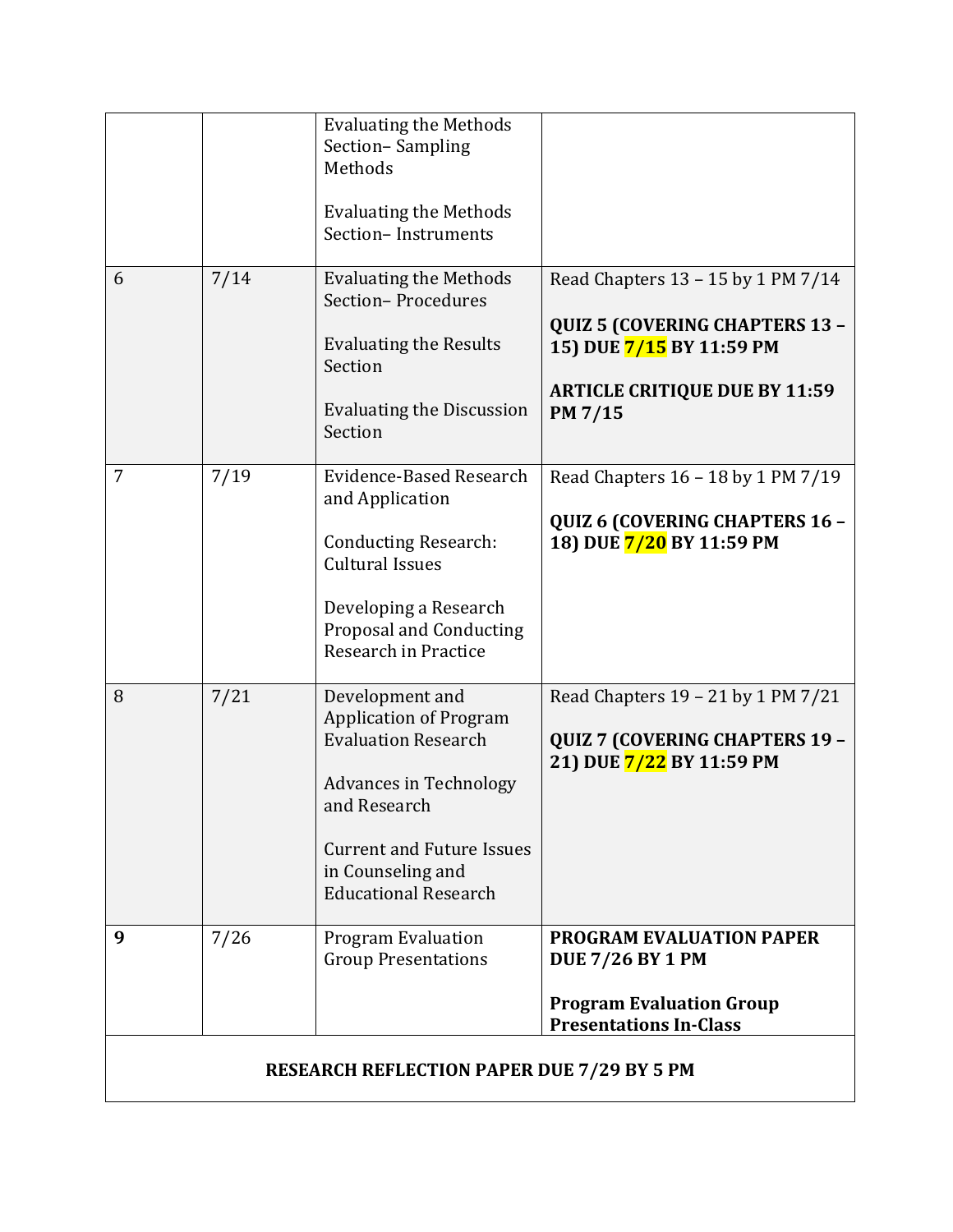| | | | |
|---|---|---|---|
| | | Evaluating the Methods Section– Sampling Methods<br><br>Evaluating the Methods Section– Instruments | |
| 6 | 7/14 | Evaluating the Methods Section– Procedures<br><br>Evaluating the Results Section<br><br>Evaluating the Discussion Section | Read Chapters 13 – 15 by 1 PM 7/14<br><br>**QUIZ 5 (COVERING CHAPTERS 13 – 15) DUE 7/15 BY 11:59 PM**<br><br>**ARTICLE CRITIQUE DUE BY 11:59 PM 7/15** |
| 7 | 7/19 | Evidence-Based Research and Application<br><br>Conducting Research: Cultural Issues<br><br>Developing a Research Proposal and Conducting Research in Practice | Read Chapters 16 – 18 by 1 PM 7/19<br><br>**QUIZ 6 (COVERING CHAPTERS 16 – 18) DUE 7/20 BY 11:59 PM** |
| 8 | 7/21 | Development and Application of Program Evaluation Research<br><br>Advances in Technology and Research<br><br>Current and Future Issues in Counseling and Educational Research | Read Chapters 19 – 21 by 1 PM 7/21<br><br>**QUIZ 7 (COVERING CHAPTERS 19 – 21) DUE 7/22 BY 11:59 PM** |
| **9** | 7/26 | Program Evaluation Group Presentations | **PROGRAM EVALUATION PAPER DUE 7/26 BY 1 PM**<br><br>**Program Evaluation Group Presentations In-Class** |
| **RESEARCH REFLECTION PAPER DUE 7/29 BY 5 PM** | | | |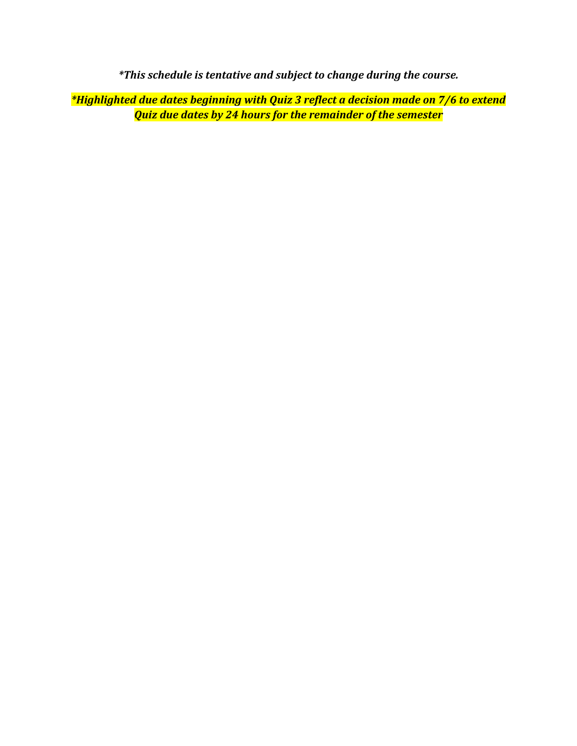***This schedule is tentative and subject to change during the course.***

***Highlighted due dates beginning with Quiz 3 reflect a decision made on 7/6 to extend Quiz due dates by 24 hours for the remainder of the semester***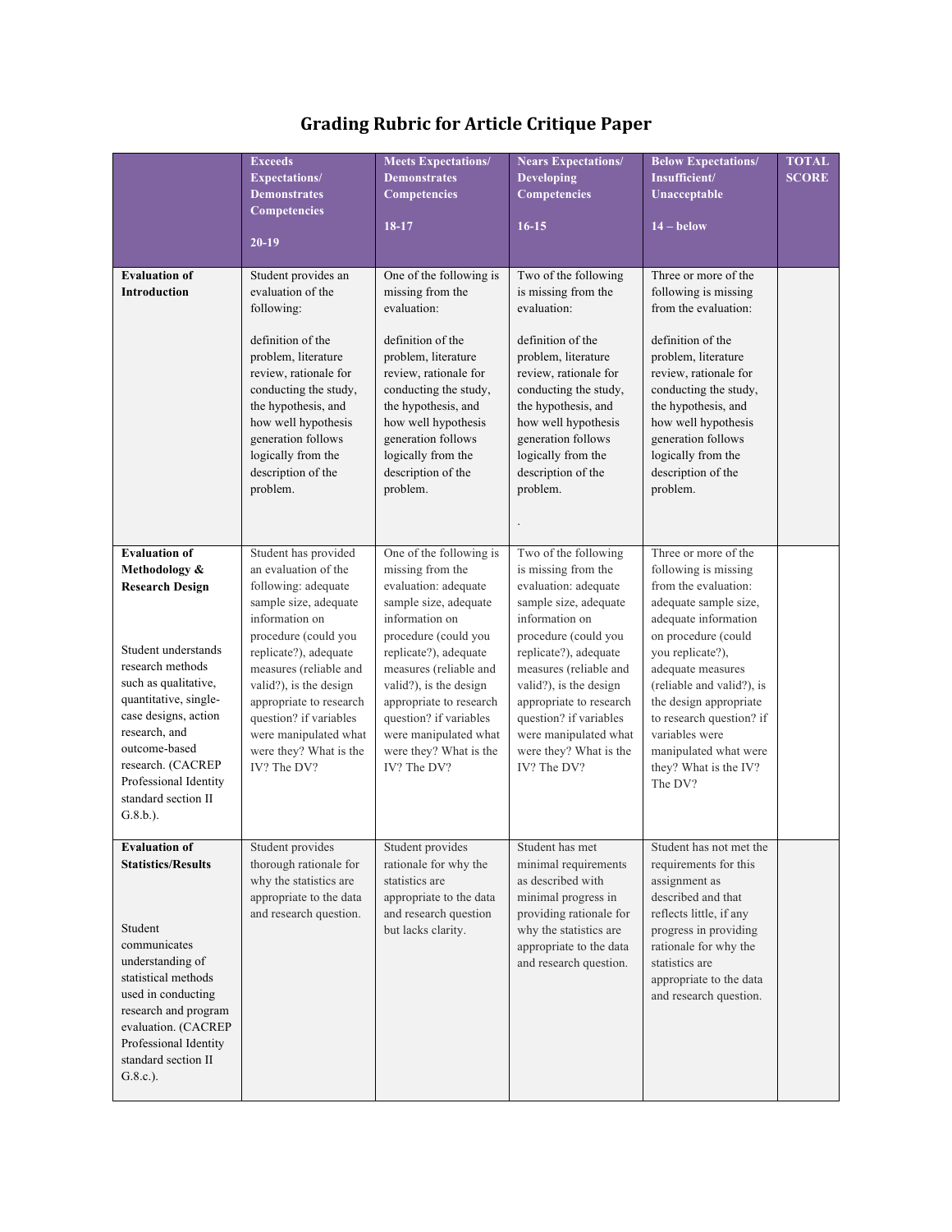# Grading Rubric for Article Critique Paper

| | Exceeds Expectations/ Demonstrates Competencies 20-19 | Meets Expectations/ Demonstrates Competencies 18-17 | Nears Expectations/ Developing Competencies 16-15 | Below Expectations/ Insufficient/ Unacceptable 14 – below | TOTAL SCORE |
|---|---|---|---|---|---|
| **Evaluation of Introduction** | Student provides an evaluation of the following: definition of the problem, literature review, rationale for conducting the study, the hypothesis, and how well hypothesis generation follows logically from the description of the problem. | One of the following is missing from the evaluation: definition of the problem, literature review, rationale for conducting the study, the hypothesis, and how well hypothesis generation follows logically from the description of the problem. | Two of the following is missing from the evaluation: definition of the problem, literature review, rationale for conducting the study, the hypothesis, and how well hypothesis generation follows logically from the description of the problem. . | Three or more of the following is missing from the evaluation: definition of the problem, literature review, rationale for conducting the study, the hypothesis, and how well hypothesis generation follows logically from the description of the problem. | |
| **Evaluation of Methodology & Research Design** Student understands research methods such as qualitative, quantitative, single-case designs, action research, and outcome-based research. (CACREP Professional Identity standard section II G.8.b.). | Student has provided an evaluation of the following: adequate sample size, adequate information on procedure (could you replicate?), adequate measures (reliable and valid?), is the design appropriate to research question? if variables were manipulated what were they? What is the IV? The DV? | One of the following is missing from the evaluation: adequate sample size, adequate information on procedure (could you replicate?), adequate measures (reliable and valid?), is the design appropriate to research question? if variables were manipulated what were they? What is the IV? The DV? | Two of the following is missing from the evaluation: adequate sample size, adequate information on procedure (could you replicate?), adequate measures (reliable and valid?), is the design appropriate to research question? if variables were manipulated what were they? What is the IV? The DV? | Three or more of the following is missing from the evaluation: adequate sample size, adequate information on procedure (could you replicate?), adequate measures (reliable and valid?), is the design appropriate to research question? if variables were manipulated what were they? What is the IV? The DV? | |
| **Evaluation of Statistics/Results** Student communicates understanding of statistical methods used in conducting research and program evaluation. (CACREP Professional Identity standard section II G.8.c.). | Student provides thorough rationale for why the statistics are appropriate to the data and research question. | Student provides rationale for why the statistics are appropriate to the data and research question but lacks clarity. | Student has met minimal requirements as described with minimal progress in providing rationale for why the statistics are appropriate to the data and research question. | Student has not met the requirements for this assignment as described and that reflects little, if any progress in providing rationale for why the statistics are appropriate to the data and research question. | |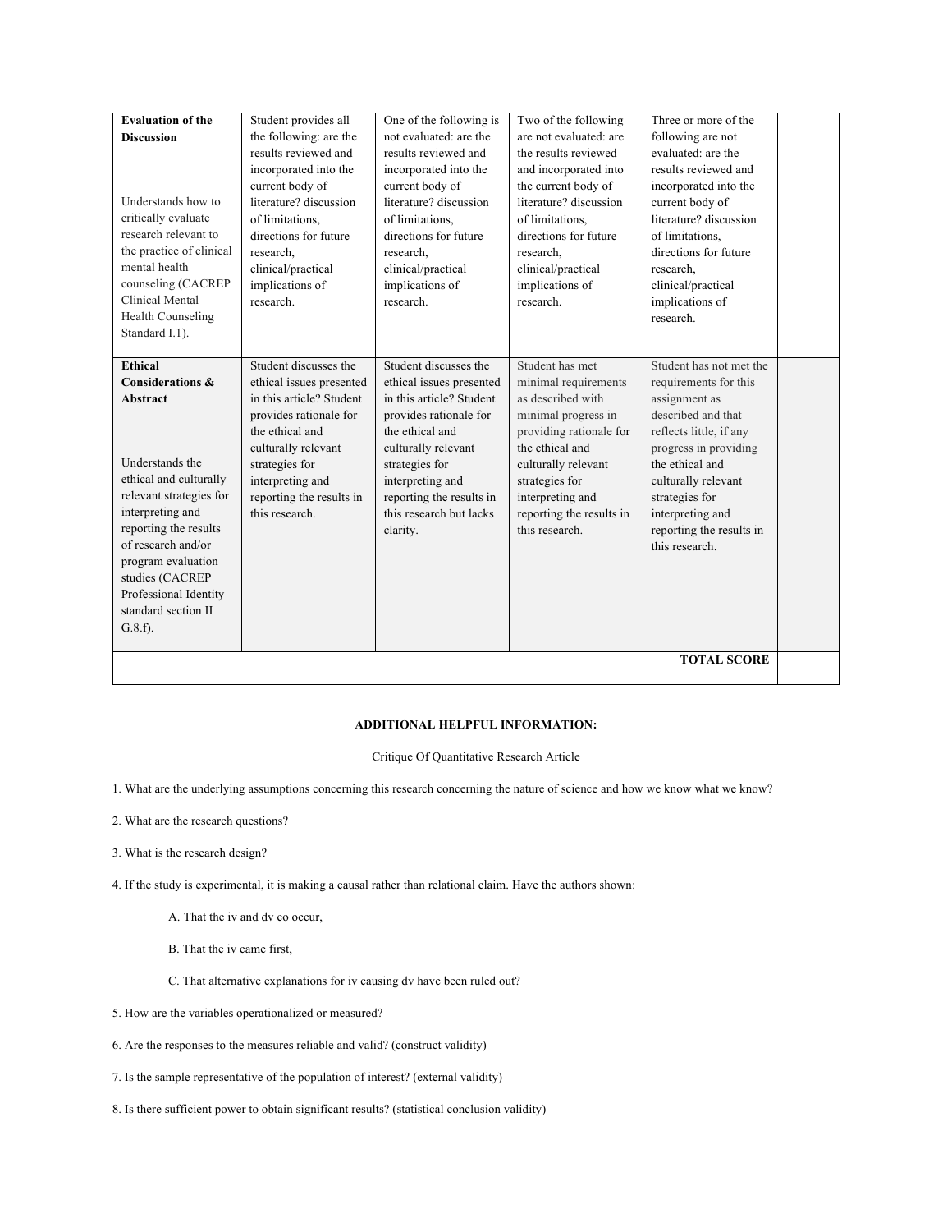| | | | | | |
|---|---|---|---|---|---|
| **Evaluation of the Discussion**<br><br>Understands how to critically evaluate research relevant to the practice of clinical mental health counseling (CACREP Clinical Mental Health Counseling Standard I.1). | Student provides all the following: are the results reviewed and incorporated into the current body of literature? discussion of limitations, directions for future research, clinical/practical implications of research. | One of the following is not evaluated: are the results reviewed and incorporated into the current body of literature? discussion of limitations, directions for future research, clinical/practical implications of research. | Two of the following are not evaluated: are the results reviewed and incorporated into the current body of literature? discussion of limitations, directions for future research, clinical/practical implications of research. | Three or more of the following are not evaluated: are the results reviewed and incorporated into the current body of literature? discussion of limitations, directions for future research, clinical/practical implications of research. | |
| **Ethical Considerations & Abstract**<br><br>Understands the ethical and culturally relevant strategies for interpreting and reporting the results of research and/or program evaluation studies (CACREP Professional Identity standard section II G.8.f). | Student discusses the ethical issues presented in this article? Student provides rationale for the ethical and culturally relevant strategies for interpreting and reporting the results in this research. | Student discusses the ethical issues presented in this article? Student provides rationale for the ethical and culturally relevant strategies for interpreting and reporting the results in this research but lacks clarity. | Student has met minimal requirements as described with minimal progress in providing rationale for the ethical and culturally relevant strategies for interpreting and reporting the results in this research. | Student has not met the requirements for this assignment as described and that reflects little, if any progress in providing the ethical and culturally relevant strategies for interpreting and reporting the results in this research. | |
| | | | | **TOTAL SCORE** | |

**ADDITIONAL HELPFUL INFORMATION:**

Critique Of Quantitative Research Article

1. What are the underlying assumptions concerning this research concerning the nature of science and how we know what we know?

2. What are the research questions?

3. What is the research design?

4. If the study is experimental, it is making a causal rather than relational claim. Have the authors shown:

   A. That the iv and dv co occur,

   B. That the iv came first,

   C. That alternative explanations for iv causing dv have been ruled out?

5. How are the variables operationalized or measured?

6. Are the responses to the measures reliable and valid? (construct validity)

7. Is the sample representative of the population of interest? (external validity)

8. Is there sufficient power to obtain significant results? (statistical conclusion validity)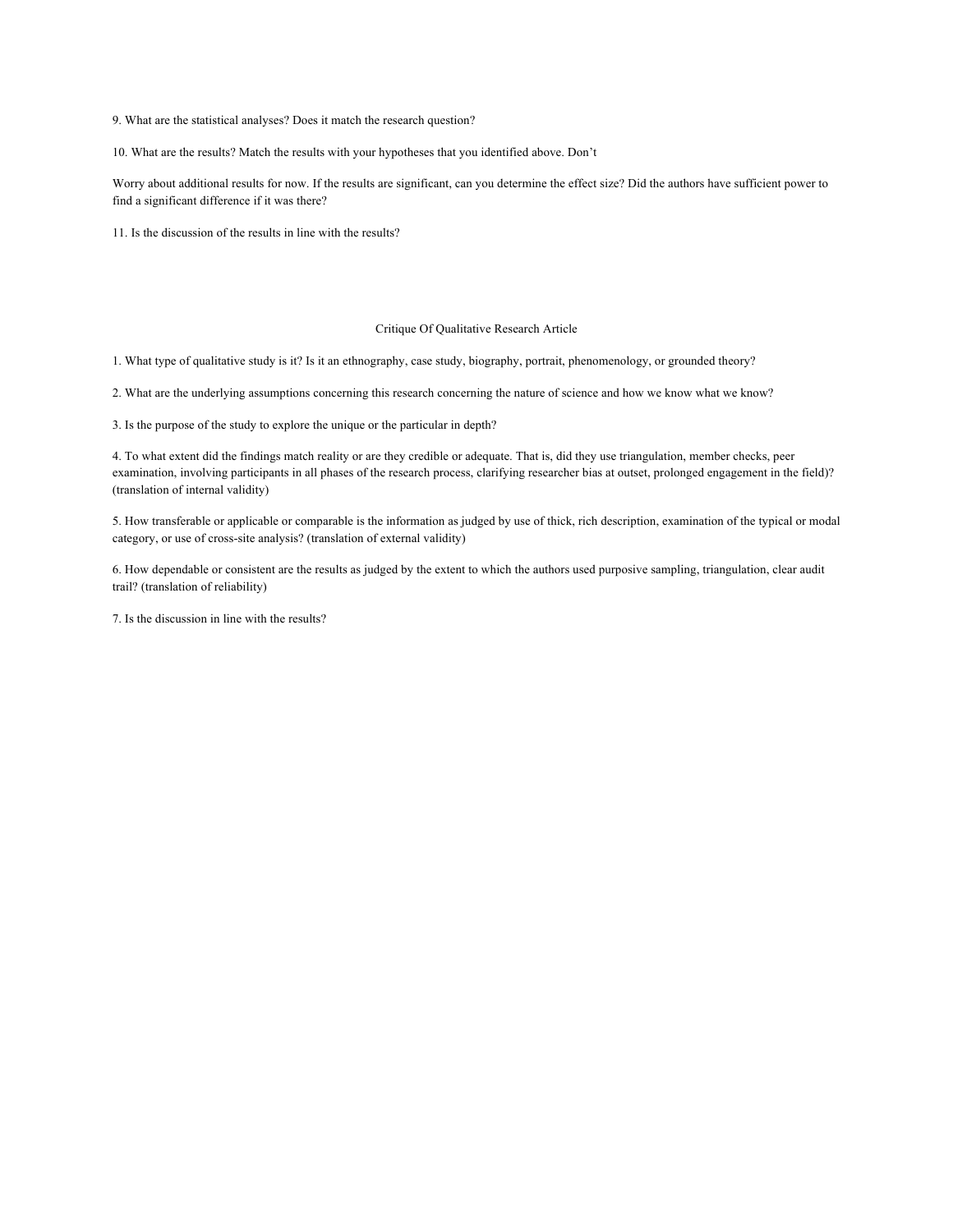9. What are the statistical analyses? Does it match the research question?

10. What are the results? Match the results with your hypotheses that you identified above. Don't

Worry about additional results for now. If the results are significant, can you determine the effect size? Did the authors have sufficient power to find a significant difference if it was there?

11. Is the discussion of the results in line with the results?

## Critique Of Qualitative Research Article

1. What type of qualitative study is it? Is it an ethnography, case study, biography, portrait, phenomenology, or grounded theory?

2. What are the underlying assumptions concerning this research concerning the nature of science and how we know what we know?

3. Is the purpose of the study to explore the unique or the particular in depth?

4. To what extent did the findings match reality or are they credible or adequate. That is, did they use triangulation, member checks, peer examination, involving participants in all phases of the research process, clarifying researcher bias at outset, prolonged engagement in the field)? (translation of internal validity)

5. How transferable or applicable or comparable is the information as judged by use of thick, rich description, examination of the typical or modal category, or use of cross-site analysis? (translation of external validity)

6. How dependable or consistent are the results as judged by the extent to which the authors used purposive sampling, triangulation, clear audit trail? (translation of reliability)

7. Is the discussion in line with the results?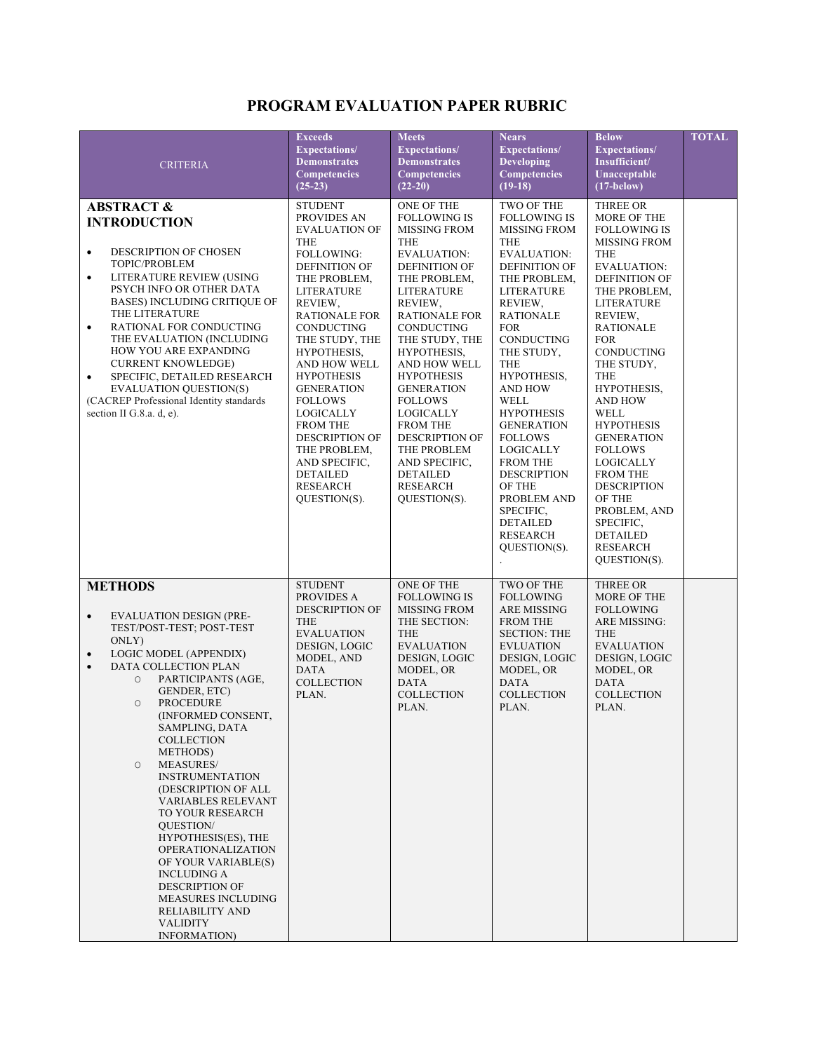# PROGRAM EVALUATION PAPER RUBRIC

| CRITERIA | Exceeds Expectations/ Demonstrates Competencies (25-23) | Meets Expectations/ Demonstrates Competencies (22-20) | Nears Expectations/ Developing Competencies (19-18) | Below Expectations/ Insufficient/ Unacceptable (17-below) | TOTAL |
|---|---|---|---|---|---|
| **ABSTRACT & INTRODUCTION**<br><br>• DESCRIPTION OF CHOSEN TOPIC/PROBLEM<br>• LITERATURE REVIEW (USING PSYCH INFO OR OTHER DATA BASES) INCLUDING CRITIQUE OF THE LITERATURE<br>• RATIONAL FOR CONDUCTING THE EVALUATION (INCLUDING HOW YOU ARE EXPANDING CURRENT KNOWLEDGE)<br>• SPECIFIC, DETAILED RESEARCH EVALUATION QUESTION(S)<br>(CACREP Professional Identity standards section II G.8.a. d, e). | STUDENT PROVIDES AN EVALUATION OF THE FOLLOWING: DEFINITION OF THE PROBLEM, LITERATURE REVIEW, RATIONALE FOR CONDUCTING THE STUDY, THE HYPOTHESIS, AND HOW WELL HYPOTHESIS GENERATION FOLLOWS LOGICALLY FROM THE DESCRIPTION OF THE PROBLEM, AND SPECIFIC, DETAILED RESEARCH QUESTION(S). | ONE OF THE FOLLOWING IS MISSING FROM THE EVALUATION: DEFINITION OF THE PROBLEM, LITERATURE REVIEW, RATIONALE FOR CONDUCTING THE STUDY, THE HYPOTHESIS, AND HOW WELL HYPOTHESIS GENERATION FOLLOWS LOGICALLY FROM THE DESCRIPTION OF THE PROBLEM AND SPECIFIC, DETAILED RESEARCH QUESTION(S). | TWO OF THE FOLLOWING IS MISSING FROM THE EVALUATION: DEFINITION OF THE PROBLEM, LITERATURE REVIEW, RATIONALE FOR CONDUCTING THE STUDY, THE HYPOTHESIS, AND HOW WELL HYPOTHESIS GENERATION FOLLOWS LOGICALLY FROM THE DESCRIPTION OF THE PROBLEM AND SPECIFIC, DETAILED RESEARCH QUESTION(S).<br>. | THREE OR MORE OF THE FOLLOWING IS MISSING FROM THE EVALUATION: DEFINITION OF THE PROBLEM, LITERATURE REVIEW, RATIONALE FOR CONDUCTING THE STUDY, THE HYPOTHESIS, AND HOW WELL HYPOTHESIS GENERATION FOLLOWS LOGICALLY FROM THE DESCRIPTION OF THE PROBLEM, AND SPECIFIC, DETAILED RESEARCH QUESTION(S). | |
| **METHODS**<br><br>• EVALUATION DESIGN (PRE-TEST/POST-TEST; POST-TEST ONLY)<br>• LOGIC MODEL (APPENDIX)<br>• DATA COLLECTION PLAN<br>&nbsp;&nbsp;○ PARTICIPANTS (AGE, GENDER, ETC)<br>&nbsp;&nbsp;○ PROCEDURE (INFORMED CONSENT, SAMPLING, DATA COLLECTION METHODS)<br>&nbsp;&nbsp;○ MEASURES/ INSTRUMENTATION (DESCRIPTION OF ALL VARIABLES RELEVANT TO YOUR RESEARCH QUESTION/ HYPOTHESIS(ES), THE OPERATIONALIZATION OF YOUR VARIABLE(S) INCLUDING A DESCRIPTION OF MEASURES INCLUDING RELIABILITY AND VALIDITY INFORMATION) | STUDENT PROVIDES A DESCRIPTION OF THE EVALUATION DESIGN, LOGIC MODEL, AND DATA COLLECTION PLAN. | ONE OF THE FOLLOWING IS MISSING FROM THE SECTION: THE EVALUATION DESIGN, LOGIC MODEL, OR DATA COLLECTION PLAN. | TWO OF THE FOLLOWING ARE MISSING FROM THE SECTION: THE EVLUATION DESIGN, LOGIC MODEL, OR DATA COLLECTION PLAN. | THREE OR MORE OF THE FOLLOWING ARE MISSING: THE EVALUATION DESIGN, LOGIC MODEL, OR DATA COLLECTION PLAN. | |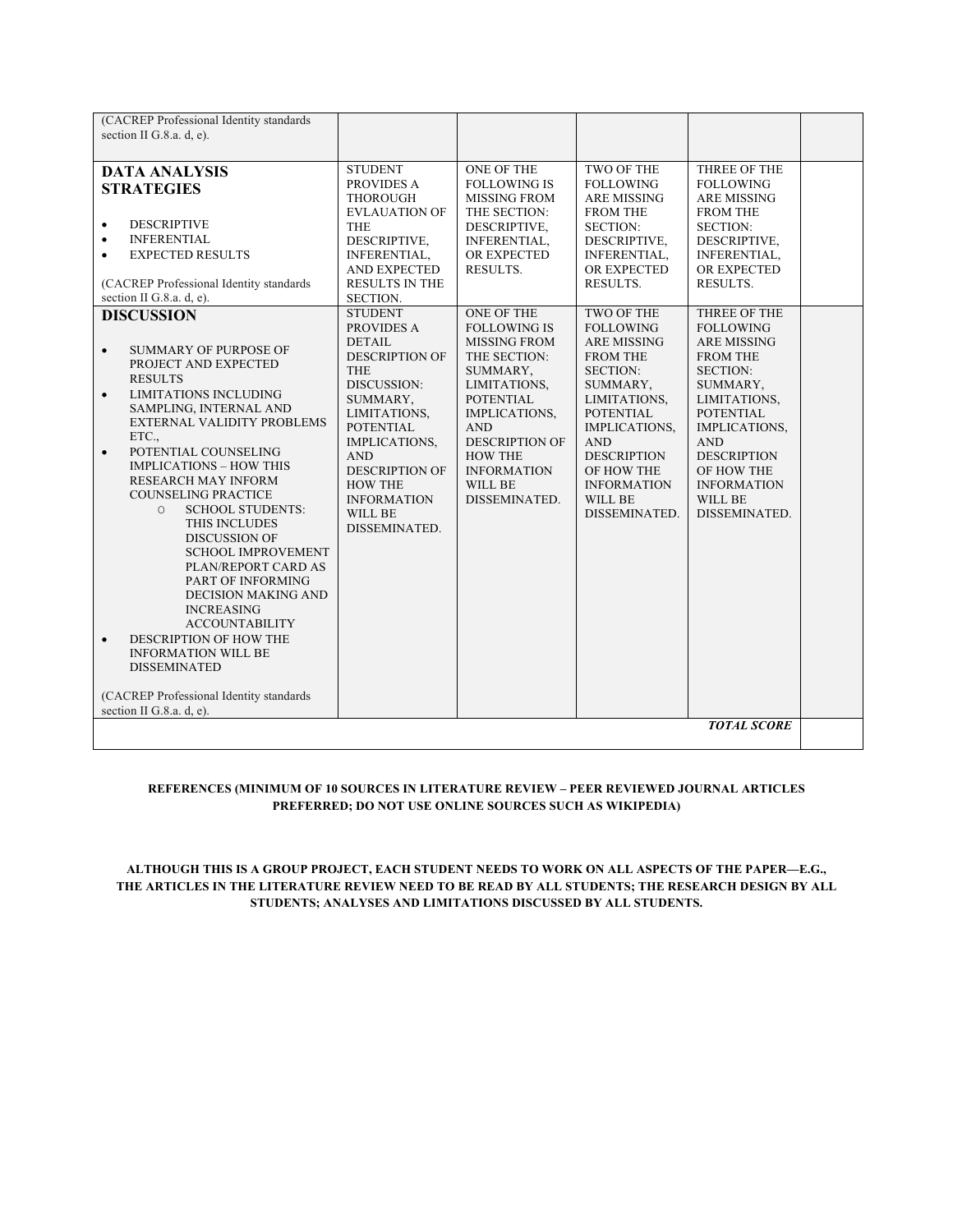| | | | | | |
|---|---|---|---|---|---|
| (CACREP Professional Identity standards section II G.8.a. d, e). | | | | | |
| **DATA ANALYSIS STRATEGIES**<br><br>• DESCRIPTIVE<br>• INFERENTIAL<br>• EXPECTED RESULTS<br><br>(CACREP Professional Identity standards section II G.8.a. d, e). | STUDENT PROVIDES A THOROUGH EVLAUATION OF THE DESCRIPTIVE, INFERENTIAL, AND EXPECTED RESULTS IN THE SECTION. | ONE OF THE FOLLOWING IS MISSING FROM THE SECTION: DESCRIPTIVE, INFERENTIAL, OR EXPECTED RESULTS. | TWO OF THE FOLLOWING ARE MISSING FROM THE SECTION: DESCRIPTIVE, INFERENTIAL, OR EXPECTED RESULTS. | THREE OF THE FOLLOWING ARE MISSING FROM THE SECTION: DESCRIPTIVE, INFERENTIAL, OR EXPECTED RESULTS. | |
| **DISCUSSION**<br><br>• SUMMARY OF PURPOSE OF PROJECT AND EXPECTED RESULTS<br>• LIMITATIONS INCLUDING SAMPLING, INTERNAL AND EXTERNAL VALIDITY PROBLEMS ETC.,<br>• POTENTIAL COUNSELING IMPLICATIONS – HOW THIS RESEARCH MAY INFORM COUNSELING PRACTICE<br>&nbsp;&nbsp;&nbsp;&nbsp;○ SCHOOL STUDENTS: THIS INCLUDES DISCUSSION OF SCHOOL IMPROVEMENT PLAN/REPORT CARD AS PART OF INFORMING DECISION MAKING AND INCREASING ACCOUNTABILITY<br>• DESCRIPTION OF HOW THE INFORMATION WILL BE DISSEMINATED<br><br>(CACREP Professional Identity standards section II G.8.a. d, e). | STUDENT PROVIDES A DETAIL DESCRIPTION OF THE DISCUSSION: SUMMARY, LIMITATIONS, POTENTIAL IMPLICATIONS, AND DESCRIPTION OF HOW THE INFORMATION WILL BE DISSEMINATED. | ONE OF THE FOLLOWING IS MISSING FROM THE SECTION: SUMMARY, LIMITATIONS, POTENTIAL IMPLICATIONS, AND DESCRIPTION OF HOW THE INFORMATION WILL BE DISSEMINATED. | TWO OF THE FOLLOWING ARE MISSING FROM THE SECTION: SUMMARY, LIMITATIONS, POTENTIAL IMPLICATIONS, AND DESCRIPTION OF HOW THE INFORMATION WILL BE DISSEMINATED. | THREE OF THE FOLLOWING ARE MISSING FROM THE SECTION: SUMMARY, LIMITATIONS, POTENTIAL IMPLICATIONS, AND DESCRIPTION OF HOW THE INFORMATION WILL BE DISSEMINATED. | |
| | | | | ***TOTAL SCORE*** | |

**REFERENCES (MINIMUM OF 10 SOURCES IN LITERATURE REVIEW – PEER REVIEWED JOURNAL ARTICLES PREFERRED; DO NOT USE ONLINE SOURCES SUCH AS WIKIPEDIA)**

**ALTHOUGH THIS IS A GROUP PROJECT, EACH STUDENT NEEDS TO WORK ON ALL ASPECTS OF THE PAPER—E.G., THE ARTICLES IN THE LITERATURE REVIEW NEED TO BE READ BY ALL STUDENTS; THE RESEARCH DESIGN BY ALL STUDENTS; ANALYSES AND LIMITATIONS DISCUSSED BY ALL STUDENTS.**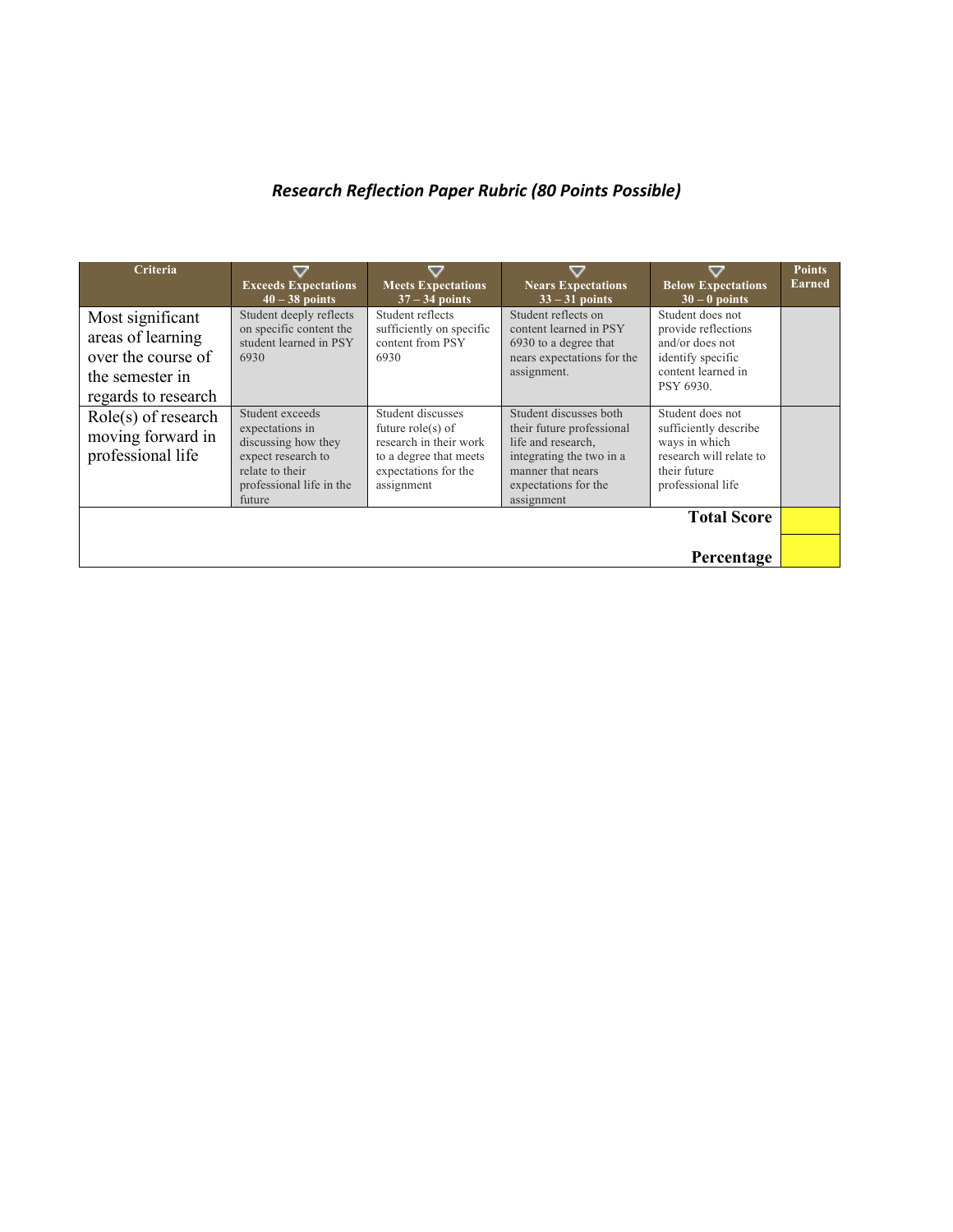## *Research Reflection Paper Rubric (80 Points Possible)*

| Criteria | Exceeds Expectations 40 – 38 points | Meets Expectations 37 – 34 points | Nears Expectations 33 – 31 points | Below Expectations 30 – 0 points | Points Earned |
|---|---|---|---|---|---|
| Most significant areas of learning over the course of the semester in regards to research | Student deeply reflects on specific content the student learned in PSY 6930 | Student reflects sufficiently on specific content from PSY 6930 | Student reflects on content learned in PSY 6930 to a degree that nears expectations for the assignment. | Student does not provide reflections and/or does not identify specific content learned in PSY 6930. | |
| Role(s) of research moving forward in professional life | Student exceeds expectations in discussing how they expect research to relate to their professional life in the future | Student discusses future role(s) of research in their work to a degree that meets expectations for the assignment | Student discusses both their future professional life and research, integrating the two in a manner that nears expectations for the assignment | Student does not sufficiently describe ways in which research will relate to their future professional life | |
| | | | | **Total Score** | |
| | | | | **Percentage** | |